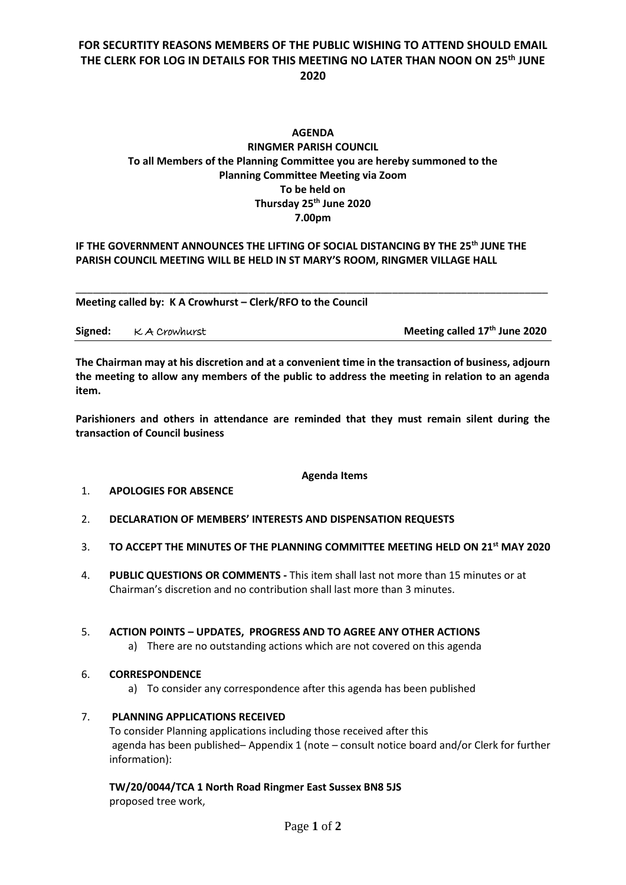**FOR SECURTITY REASONS MEMBERS OF THE PUBLIC WISHING TO ATTEND SHOULD EMAIL THE CLERK FOR LOG IN DETAILS FOR THIS MEETING NO LATER THAN NOON ON 25th JUNE 2020**

# AGENDA

## RINGMER PARISH COUNCIL

**To all Members of the Planning Committee you are hereby summoned to the Planning Committee Meeting via Zoom**
**To be held on**
**Thursday 25th June 2020**
**7.00pm**

**IF THE GOVERNMENT ANNOUNCES THE LIFTING OF SOCIAL DISTANCING BY THE 25th JUNE THE PARISH COUNCIL MEETING WILL BE HELD IN ST MARY'S ROOM, RINGMER VILLAGE HALL**

---

**Meeting called by: K A Crowhurst – Clerk/RFO to the Council**

**Signed:** K A Crowhurst **Meeting called 17th June 2020**

**The Chairman may at his discretion and at a convenient time in the transaction of business, adjourn the meeting to allow any members of the public to address the meeting in relation to an agenda item.**

**Parishioners and others in attendance are reminded that they must remain silent during the transaction of Council business**

**Agenda Items**

1. **APOLOGIES FOR ABSENCE**
2. **DECLARATION OF MEMBERS' INTERESTS AND DISPENSATION REQUESTS**
3. **TO ACCEPT THE MINUTES OF THE PLANNING COMMITTEE MEETING HELD ON 21st MAY 2020**
4. **PUBLIC QUESTIONS OR COMMENTS -** This item shall last not more than 15 minutes or at Chairman's discretion and no contribution shall last more than 3 minutes.
5. **ACTION POINTS – UPDATES, PROGRESS AND TO AGREE ANY OTHER ACTIONS**
   a) There are no outstanding actions which are not covered on this agenda
6. **CORRESPONDENCE**
   a) To consider any correspondence after this agenda has been published
7. **PLANNING APPLICATIONS RECEIVED**
   To consider Planning applications including those received after this agenda has been published– Appendix 1 (note – consult notice board and/or Clerk for further information):

   **TW/20/0044/TCA 1 North Road Ringmer East Sussex BN8 5JS**
   proposed tree work,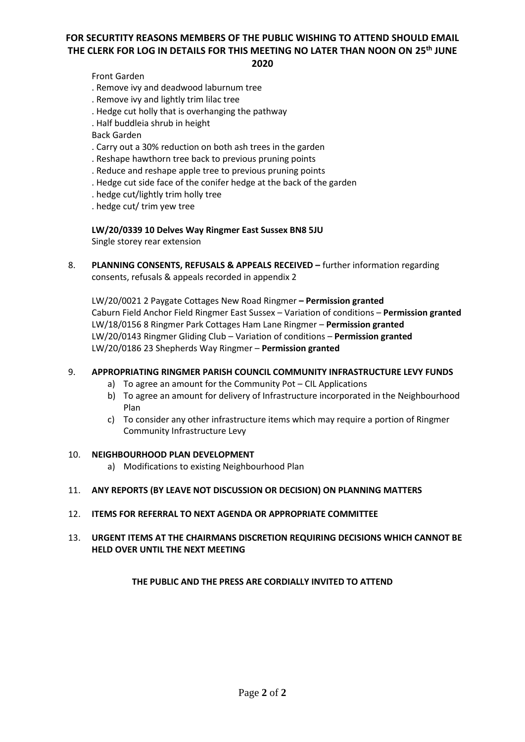**FOR SECURTITY REASONS MEMBERS OF THE PUBLIC WISHING TO ATTEND SHOULD EMAIL THE CLERK FOR LOG IN DETAILS FOR THIS MEETING NO LATER THAN NOON ON 25th JUNE 2020**

Front Garden

. Remove ivy and deadwood laburnum tree
. Remove ivy and lightly trim lilac tree
. Hedge cut holly that is overhanging the pathway
. Half buddleia shrub in height

Back Garden

. Carry out a 30% reduction on both ash trees in the garden
. Reshape hawthorn tree back to previous pruning points
. Reduce and reshape apple tree to previous pruning points
. Hedge cut side face of the conifer hedge at the back of the garden
. hedge cut/lightly trim holly tree
. hedge cut/ trim yew tree

**LW/20/0339 10 Delves Way Ringmer East Sussex BN8 5JU**
Single storey rear extension

8. **PLANNING CONSENTS, REFUSALS & APPEALS RECEIVED –** further information regarding consents, refusals & appeals recorded in appendix 2

   LW/20/0021 2 Paygate Cottages New Road Ringmer **– Permission granted**
   Caburn Field Anchor Field Ringmer East Sussex – Variation of conditions – **Permission granted**
   LW/18/0156 8 Ringmer Park Cottages Ham Lane Ringmer – **Permission granted**
   LW/20/0143 Ringmer Gliding Club – Variation of conditions – **Permission granted**
   LW/20/0186 23 Shepherds Way Ringmer – **Permission granted**

9. **APPROPRIATING RINGMER PARISH COUNCIL COMMUNITY INFRASTRUCTURE LEVY FUNDS**
   a) To agree an amount for the Community Pot – CIL Applications
   b) To agree an amount for delivery of Infrastructure incorporated in the Neighbourhood Plan
   c) To consider any other infrastructure items which may require a portion of Ringmer Community Infrastructure Levy

10. **NEIGHBOURHOOD PLAN DEVELOPMENT**
    a) Modifications to existing Neighbourhood Plan

11. **ANY REPORTS (BY LEAVE NOT DISCUSSION OR DECISION) ON PLANNING MATTERS**

12. **ITEMS FOR REFERRAL TO NEXT AGENDA OR APPROPRIATE COMMITTEE**

13. **URGENT ITEMS AT THE CHAIRMANS DISCRETION REQUIRING DECISIONS WHICH CANNOT BE HELD OVER UNTIL THE NEXT MEETING**

**THE PUBLIC AND THE PRESS ARE CORDIALLY INVITED TO ATTEND**